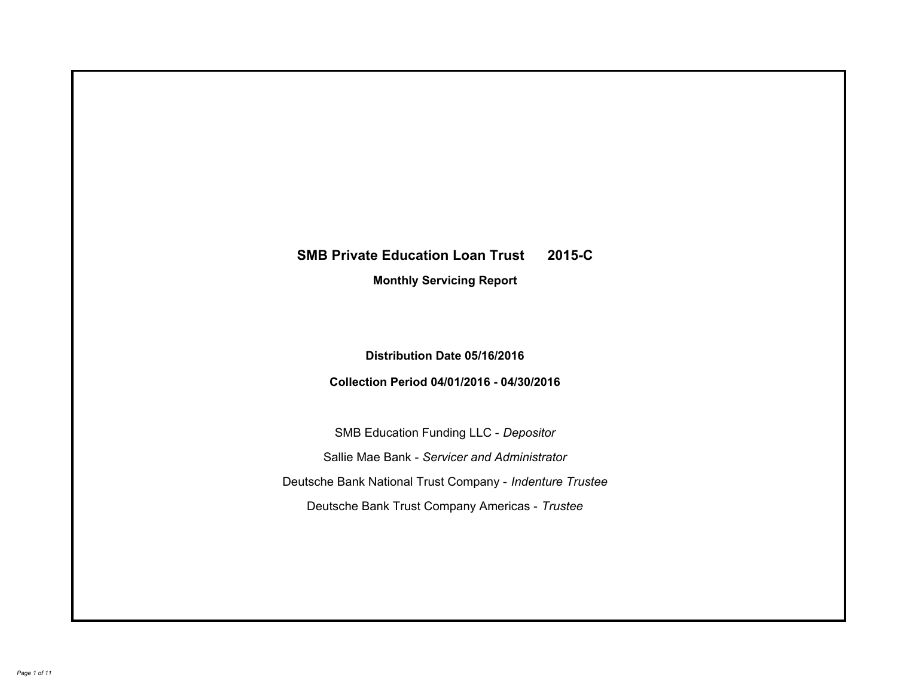# SMB Private Education Loan Trust 2015-C

**Monthly Servicing Report**

**Distribution Date 05/16/2016**

**Collection Period 04/01/2016 - 04/30/2016**

SMB Education Funding LLC - *Depositor*

Sallie Mae Bank - *Servicer and Administrator*

Deutsche Bank National Trust Company - *Indenture Trustee*

Deutsche Bank Trust Company Americas - *Trustee*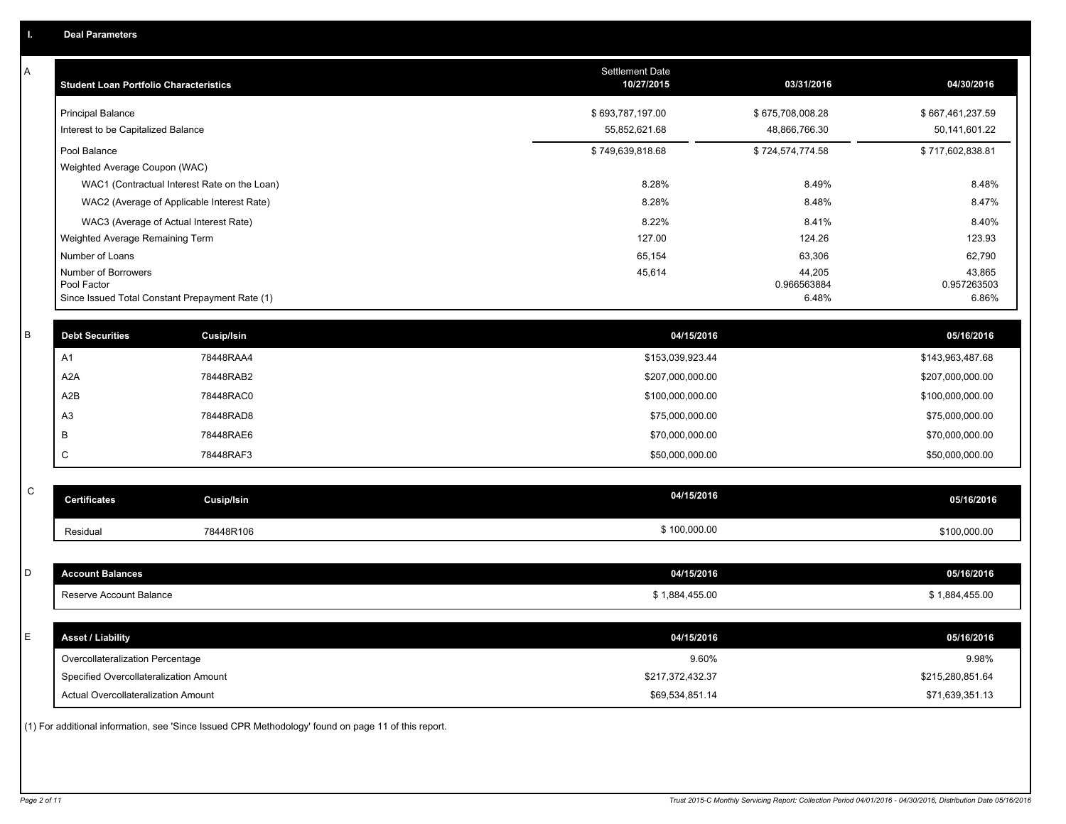# I. Deal Parameters

## A

| Student Loan Portfolio Characteristics | Settlement Date 10/27/2015 | 03/31/2016 | 04/30/2016 |
|---|---|---|---|
| Principal Balance | $ 693,787,197.00 | $ 675,708,008.28 | $ 667,461,237.59 |
| Interest to be Capitalized Balance | 55,852,621.68 | 48,866,766.30 | 50,141,601.22 |
| Pool Balance | $ 749,639,818.68 | $ 724,574,774.58 | $ 717,602,838.81 |
| Weighted Average Coupon (WAC) | | | |
| WAC1 (Contractual Interest Rate on the Loan) | 8.28% | 8.49% | 8.48% |
| WAC2 (Average of Applicable Interest Rate) | 8.28% | 8.48% | 8.47% |
| WAC3 (Average of Actual Interest Rate) | 8.22% | 8.41% | 8.40% |
| Weighted Average Remaining Term | 127.00 | 124.26 | 123.93 |
| Number of Loans | 65,154 | 63,306 | 62,790 |
| Number of Borrowers | 45,614 | 44,205 | 43,865 |
| Pool Factor | | 0.966563884 | 0.957263503 |
| Since Issued Total Constant Prepayment Rate (1) | | 6.48% | 6.86% |

## B

| Debt Securities | Cusip/Isin | 04/15/2016 | 05/16/2016 |
|---|---|---|---|
| A1 | 78448RAA4 | $153,039,923.44 | $143,963,487.68 |
| A2A | 78448RAB2 | $207,000,000.00 | $207,000,000.00 |
| A2B | 78448RAC0 | $100,000,000.00 | $100,000,000.00 |
| A3 | 78448RAD8 | $75,000,000.00 | $75,000,000.00 |
| B | 78448RAE6 | $70,000,000.00 | $70,000,000.00 |
| C | 78448RAF3 | $50,000,000.00 | $50,000,000.00 |

## C

| Certificates | Cusip/Isin | 04/15/2016 | 05/16/2016 |
|---|---|---|---|
| Residual | 78448R106 | $ 100,000.00 | $100,000.00 |

## D

| Account Balances | 04/15/2016 | 05/16/2016 |
|---|---|---|
| Reserve Account Balance | $ 1,884,455.00 | $ 1,884,455.00 |

## E

| Asset / Liability | 04/15/2016 | 05/16/2016 |
|---|---|---|
| Overcollateralization Percentage | 9.60% | 9.98% |
| Specified Overcollateralization Amount | $217,372,432.37 | $215,280,851.64 |
| Actual Overcollateralization Amount | $69,534,851.14 | $71,639,351.13 |

(1) For additional information, see 'Since Issued CPR Methodology' found on page 11 of this report.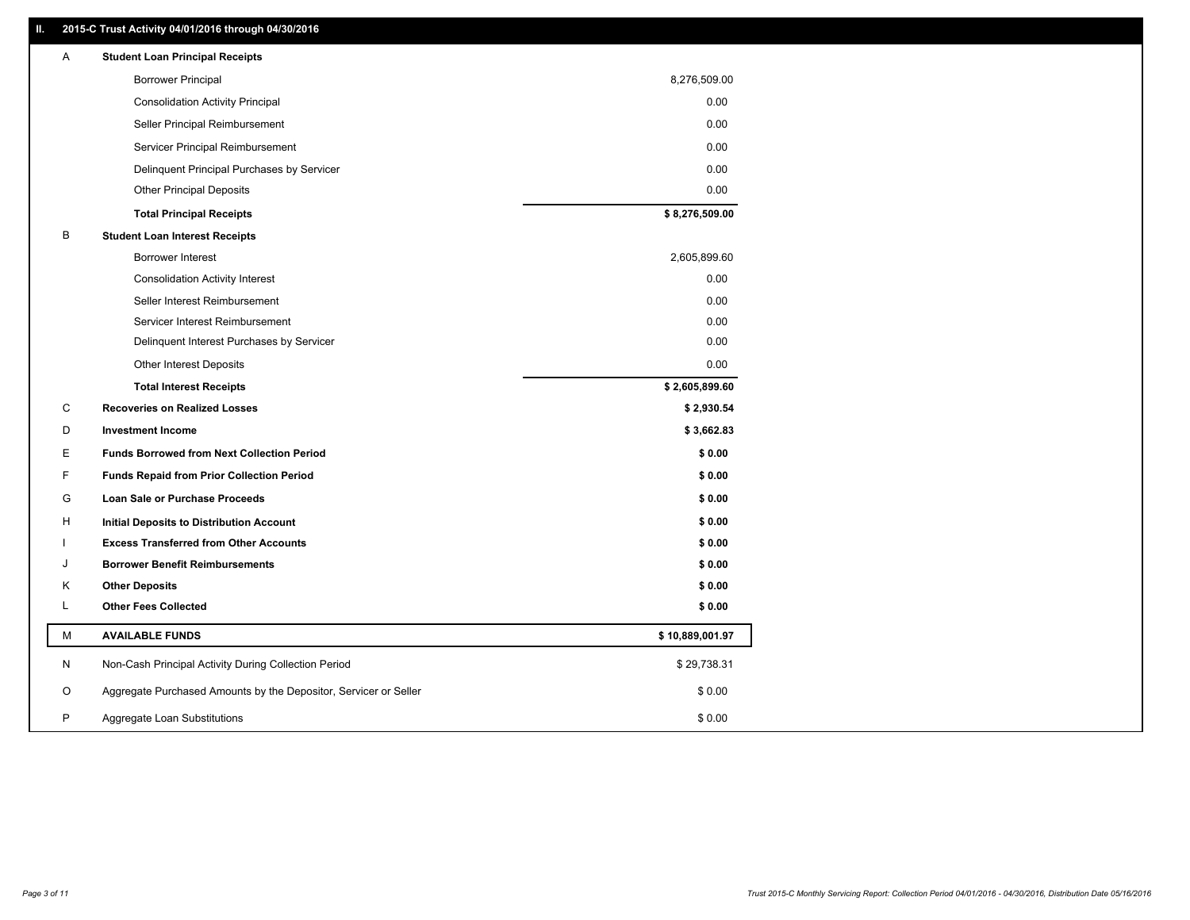## II. 2015-C Trust Activity 04/01/2016 through 04/30/2016

| | | |
|---|---|---|
| A | **Student Loan Principal Receipts** | |
| | Borrower Principal | 8,276,509.00 |
| | Consolidation Activity Principal | 0.00 |
| | Seller Principal Reimbursement | 0.00 |
| | Servicer Principal Reimbursement | 0.00 |
| | Delinquent Principal Purchases by Servicer | 0.00 |
| | Other Principal Deposits | 0.00 |
| | **Total Principal Receipts** | **$ 8,276,509.00** |
| B | **Student Loan Interest Receipts** | |
| | Borrower Interest | 2,605,899.60 |
| | Consolidation Activity Interest | 0.00 |
| | Seller Interest Reimbursement | 0.00 |
| | Servicer Interest Reimbursement | 0.00 |
| | Delinquent Interest Purchases by Servicer | 0.00 |
| | Other Interest Deposits | 0.00 |
| | **Total Interest Receipts** | **$ 2,605,899.60** |
| C | **Recoveries on Realized Losses** | **$ 2,930.54** |
| D | **Investment Income** | **$ 3,662.83** |
| E | **Funds Borrowed from Next Collection Period** | **$ 0.00** |
| F | **Funds Repaid from Prior Collection Period** | **$ 0.00** |
| G | **Loan Sale or Purchase Proceeds** | **$ 0.00** |
| H | **Initial Deposits to Distribution Account** | **$ 0.00** |
| I | **Excess Transferred from Other Accounts** | **$ 0.00** |
| J | **Borrower Benefit Reimbursements** | **$ 0.00** |
| K | **Other Deposits** | **$ 0.00** |
| L | **Other Fees Collected** | **$ 0.00** |
| M | **AVAILABLE FUNDS** | **$ 10,889,001.97** |
| N | Non-Cash Principal Activity During Collection Period | $ 29,738.31 |
| O | Aggregate Purchased Amounts by the Depositor, Servicer or Seller | $ 0.00 |
| P | Aggregate Loan Substitutions | $ 0.00 |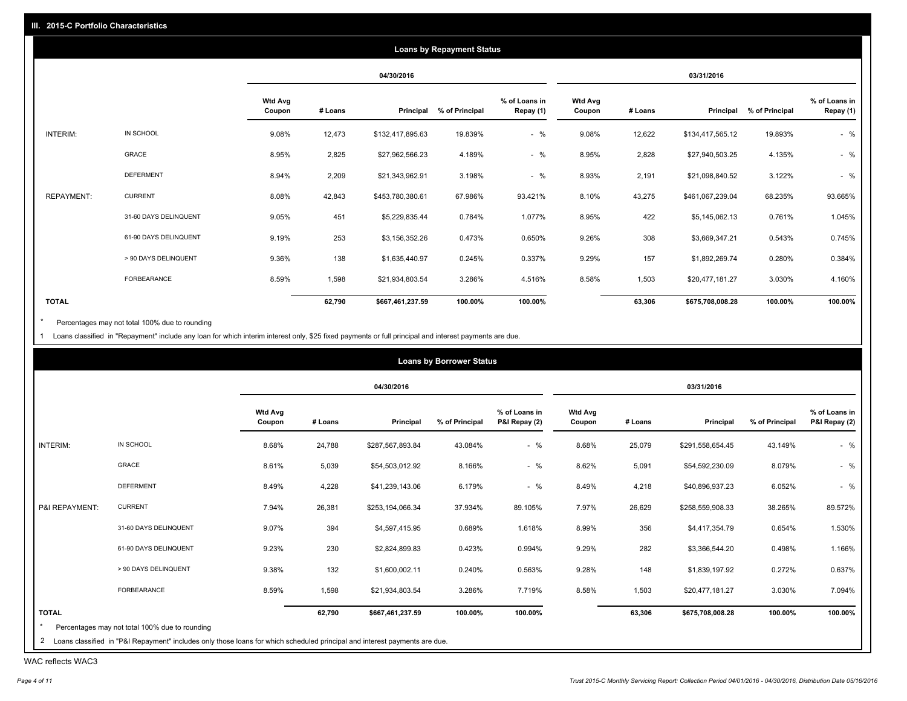## III. 2015-C Portfolio Characteristics

### Loans by Repayment Status

| | | 04/30/2016 | | | | | 03/31/2016 | | | | |
|---|---|---|---|---|---|---|---|---|---|---|---|
| | | Wtd Avg Coupon | # Loans | Principal | % of Principal | % of Loans in Repay (1) | Wtd Avg Coupon | # Loans | Principal | % of Principal | % of Loans in Repay (1) |
| INTERIM: | IN SCHOOL | 9.08% | 12,473 | $132,417,895.63 | 19.839% | - % | 9.08% | 12,622 | $134,417,565.12 | 19.893% | - % |
| | GRACE | 8.95% | 2,825 | $27,962,566.23 | 4.189% | - % | 8.95% | 2,828 | $27,940,503.25 | 4.135% | - % |
| | DEFERMENT | 8.94% | 2,209 | $21,343,962.91 | 3.198% | - % | 8.93% | 2,191 | $21,098,840.52 | 3.122% | - % |
| REPAYMENT: | CURRENT | 8.08% | 42,843 | $453,780,380.61 | 67.986% | 93.421% | 8.10% | 43,275 | $461,067,239.04 | 68.235% | 93.665% |
| | 31-60 DAYS DELINQUENT | 9.05% | 451 | $5,229,835.44 | 0.784% | 1.077% | 8.95% | 422 | $5,145,062.13 | 0.761% | 1.045% |
| | 61-90 DAYS DELINQUENT | 9.19% | 253 | $3,156,352.26 | 0.473% | 0.650% | 9.26% | 308 | $3,669,347.21 | 0.543% | 0.745% |
| | > 90 DAYS DELINQUENT | 9.36% | 138 | $1,635,440.97 | 0.245% | 0.337% | 9.29% | 157 | $1,892,269.74 | 0.280% | 0.384% |
| | FORBEARANCE | 8.59% | 1,598 | $21,934,803.54 | 3.286% | 4.516% | 8.58% | 1,503 | $20,477,181.27 | 3.030% | 4.160% |
| **TOTAL** | | | **62,790** | **$667,461,237.59** | **100.00%** | **100.00%** | | **63,306** | **$675,708,008.28** | **100.00%** | **100.00%** |

\* Percentages may not total 100% due to rounding

1 Loans classified in "Repayment" include any loan for which interim interest only, $25 fixed payments or full principal and interest payments are due.

### Loans by Borrower Status

| | | 04/30/2016 | | | | | 03/31/2016 | | | | |
|---|---|---|---|---|---|---|---|---|---|---|---|
| | | Wtd Avg Coupon | # Loans | Principal | % of Principal | % of Loans in P&I Repay (2) | Wtd Avg Coupon | # Loans | Principal | % of Principal | % of Loans in P&I Repay (2) |
| INTERIM: | IN SCHOOL | 8.68% | 24,788 | $287,567,893.84 | 43.084% | - % | 8.68% | 25,079 | $291,558,654.45 | 43.149% | - % |
| | GRACE | 8.61% | 5,039 | $54,503,012.92 | 8.166% | - % | 8.62% | 5,091 | $54,592,230.09 | 8.079% | - % |
| | DEFERMENT | 8.49% | 4,228 | $41,239,143.06 | 6.179% | - % | 8.49% | 4,218 | $40,896,937.23 | 6.052% | - % |
| P&I REPAYMENT: | CURRENT | 7.94% | 26,381 | $253,194,066.34 | 37.934% | 89.105% | 7.97% | 26,629 | $258,559,908.33 | 38.265% | 89.572% |
| | 31-60 DAYS DELINQUENT | 9.07% | 394 | $4,597,415.95 | 0.689% | 1.618% | 8.99% | 356 | $4,417,354.79 | 0.654% | 1.530% |
| | 61-90 DAYS DELINQUENT | 9.23% | 230 | $2,824,899.83 | 0.423% | 0.994% | 9.29% | 282 | $3,366,544.20 | 0.498% | 1.166% |
| | > 90 DAYS DELINQUENT | 9.38% | 132 | $1,600,002.11 | 0.240% | 0.563% | 9.28% | 148 | $1,839,197.92 | 0.272% | 0.637% |
| | FORBEARANCE | 8.59% | 1,598 | $21,934,803.54 | 3.286% | 7.719% | 8.58% | 1,503 | $20,477,181.27 | 3.030% | 7.094% |
| **TOTAL** | | | **62,790** | **$667,461,237.59** | **100.00%** | **100.00%** | | **63,306** | **$675,708,008.28** | **100.00%** | **100.00%** |

\* Percentages may not total 100% due to rounding

2 Loans classified in "P&I Repayment" includes only those loans for which scheduled principal and interest payments are due.

WAC reflects WAC3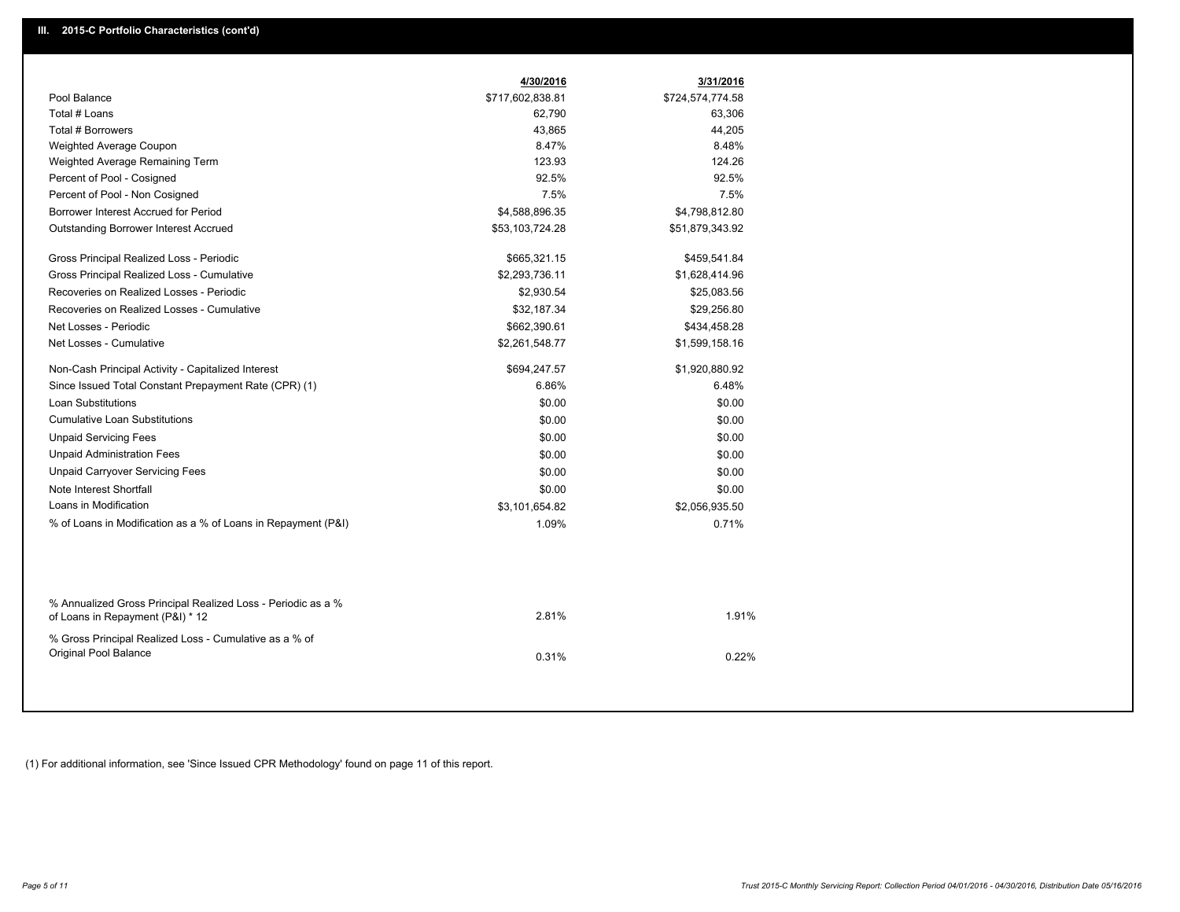## III. 2015-C Portfolio Characteristics (cont'd)

| | 4/30/2016 | 3/31/2016 |
|---|---|---|
| Pool Balance | $717,602,838.81 | $724,574,774.58 |
| Total # Loans | 62,790 | 63,306 |
| Total # Borrowers | 43,865 | 44,205 |
| Weighted Average Coupon | 8.47% | 8.48% |
| Weighted Average Remaining Term | 123.93 | 124.26 |
| Percent of Pool - Cosigned | 92.5% | 92.5% |
| Percent of Pool - Non Cosigned | 7.5% | 7.5% |
| Borrower Interest Accrued for Period | $4,588,896.35 | $4,798,812.80 |
| Outstanding Borrower Interest Accrued | $53,103,724.28 | $51,879,343.92 |
| Gross Principal Realized Loss - Periodic | $665,321.15 | $459,541.84 |
| Gross Principal Realized Loss - Cumulative | $2,293,736.11 | $1,628,414.96 |
| Recoveries on Realized Losses - Periodic | $2,930.54 | $25,083.56 |
| Recoveries on Realized Losses - Cumulative | $32,187.34 | $29,256.80 |
| Net Losses - Periodic | $662,390.61 | $434,458.28 |
| Net Losses - Cumulative | $2,261,548.77 | $1,599,158.16 |
| Non-Cash Principal Activity - Capitalized Interest | $694,247.57 | $1,920,880.92 |
| Since Issued Total Constant Prepayment Rate (CPR) (1) | 6.86% | 6.48% |
| Loan Substitutions | $0.00 | $0.00 |
| Cumulative Loan Substitutions | $0.00 | $0.00 |
| Unpaid Servicing Fees | $0.00 | $0.00 |
| Unpaid Administration Fees | $0.00 | $0.00 |
| Unpaid Carryover Servicing Fees | $0.00 | $0.00 |
| Note Interest Shortfall | $0.00 | $0.00 |
| Loans in Modification | $3,101,654.82 | $2,056,935.50 |
| % of Loans in Modification as a % of Loans in Repayment (P&I) | 1.09% | 0.71% |
| % Annualized Gross Principal Realized Loss - Periodic as a % of Loans in Repayment (P&I) * 12 | 2.81% | 1.91% |
| % Gross Principal Realized Loss - Cumulative as a % of Original Pool Balance | 0.31% | 0.22% |

(1) For additional information, see 'Since Issued CPR Methodology' found on page 11 of this report.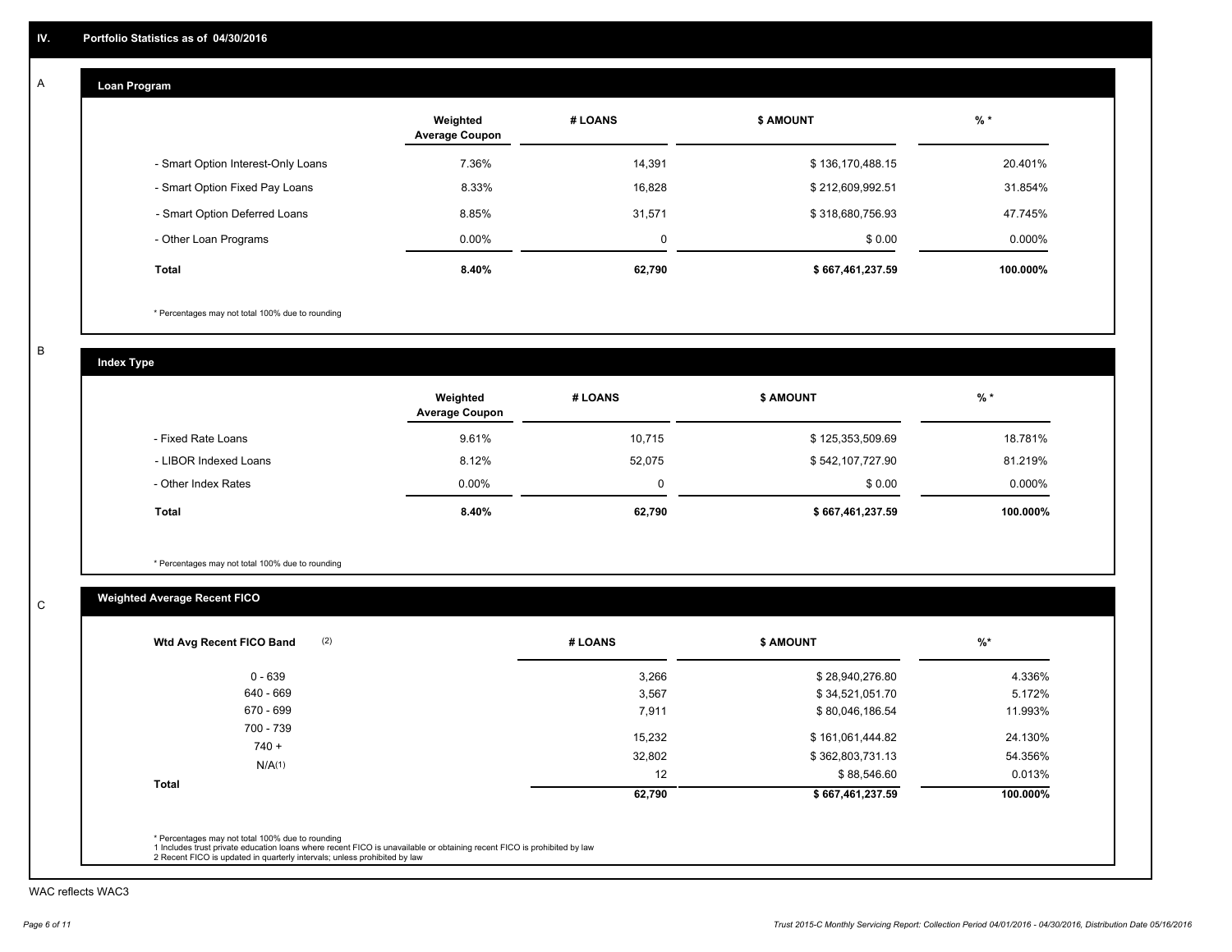## IV. Portfolio Statistics as of 04/30/2016

### A Loan Program

| | Weighted Average Coupon | # LOANS | $ AMOUNT | % * |
|---|---|---|---|---|
| - Smart Option Interest-Only Loans | 7.36% | 14,391 | $ 136,170,488.15 | 20.401% |
| - Smart Option Fixed Pay Loans | 8.33% | 16,828 | $ 212,609,992.51 | 31.854% |
| - Smart Option Deferred Loans | 8.85% | 31,571 | $ 318,680,756.93 | 47.745% |
| - Other Loan Programs | 0.00% | 0 | $ 0.00 | 0.000% |
| **Total** | **8.40%** | **62,790** | **$ 667,461,237.59** | **100.000%** |

* Percentages may not total 100% due to rounding

### B Index Type

| | Weighted Average Coupon | # LOANS | $ AMOUNT | % * |
|---|---|---|---|---|
| - Fixed Rate Loans | 9.61% | 10,715 | $ 125,353,509.69 | 18.781% |
| - LIBOR Indexed Loans | 8.12% | 52,075 | $ 542,107,727.90 | 81.219% |
| - Other Index Rates | 0.00% | 0 | $ 0.00 | 0.000% |
| **Total** | **8.40%** | **62,790** | **$ 667,461,237.59** | **100.000%** |

* Percentages may not total 100% due to rounding

### C Weighted Average Recent FICO

| Wtd Avg Recent FICO Band (2) | # LOANS | $ AMOUNT | %* |
|---|---|---|---|
| 0 - 639 | 3,266 | $ 28,940,276.80 | 4.336% |
| 640 - 669 | 3,567 | $ 34,521,051.70 | 5.172% |
| 670 - 699 | 7,911 | $ 80,046,186.54 | 11.993% |
| 700 - 739 | 15,232 | $ 161,061,444.82 | 24.130% |
| 740 + | 32,802 | $ 362,803,731.13 | 54.356% |
| N/A(1) | 12 | $ 88,546.60 | 0.013% |
| **Total** | **62,790** | **$ 667,461,237.59** | **100.000%** |

* Percentages may not total 100% due to rounding
1 Includes trust private education loans where recent FICO is unavailable or obtaining recent FICO is prohibited by law
2 Recent FICO is updated in quarterly intervals; unless prohibited by law

WAC reflects WAC3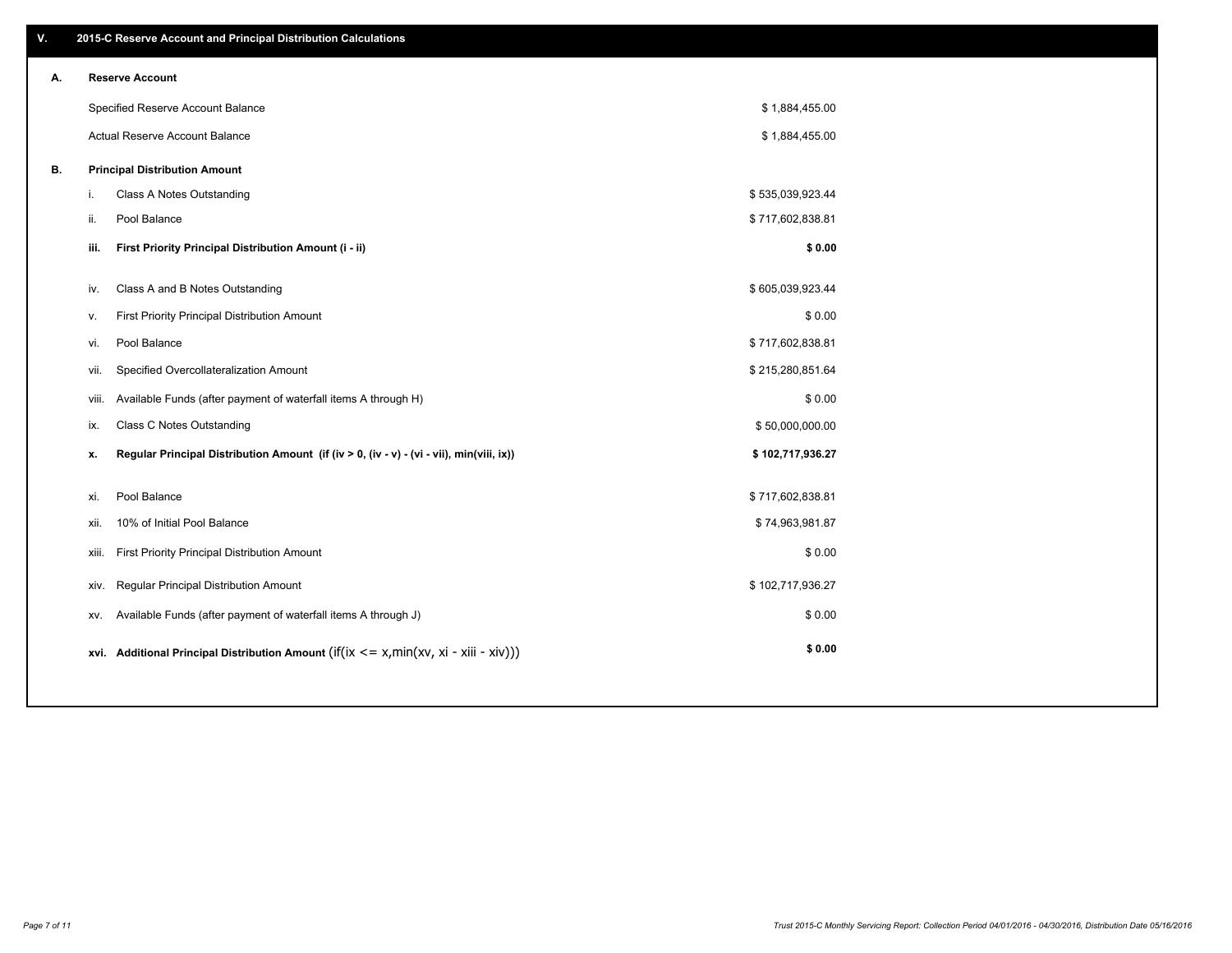## V. 2015-C Reserve Account and Principal Distribution Calculations

### A. Reserve Account

| | |
|---|---|
| Specified Reserve Account Balance | $ 1,884,455.00 |
| Actual Reserve Account Balance | $ 1,884,455.00 |

### B. Principal Distribution Amount

| | | |
|---|---|---|
| i. | Class A Notes Outstanding | $ 535,039,923.44 |
| ii. | Pool Balance | $ 717,602,838.81 |
| **iii.** | **First Priority Principal Distribution Amount (i - ii)** | **$ 0.00** |
| iv. | Class A and B Notes Outstanding | $ 605,039,923.44 |
| v. | First Priority Principal Distribution Amount | $ 0.00 |
| vi. | Pool Balance | $ 717,602,838.81 |
| vii. | Specified Overcollateralization Amount | $ 215,280,851.64 |
| viii. | Available Funds (after payment of waterfall items A through H) | $ 0.00 |
| ix. | Class C Notes Outstanding | $ 50,000,000.00 |
| **x.** | **Regular Principal Distribution Amount (if (iv > 0, (iv - v) - (vi - vii), min(viii, ix))** | **$ 102,717,936.27** |
| xi. | Pool Balance | $ 717,602,838.81 |
| xii. | 10% of Initial Pool Balance | $ 74,963,981.87 |
| xiii. | First Priority Principal Distribution Amount | $ 0.00 |
| xiv. | Regular Principal Distribution Amount | $ 102,717,936.27 |
| xv. | Available Funds (after payment of waterfall items A through J) | $ 0.00 |
| **xvi.** | **Additional Principal Distribution Amount** (if(ix <= x,min(xv, xi - xiii - xiv))) | **$ 0.00** |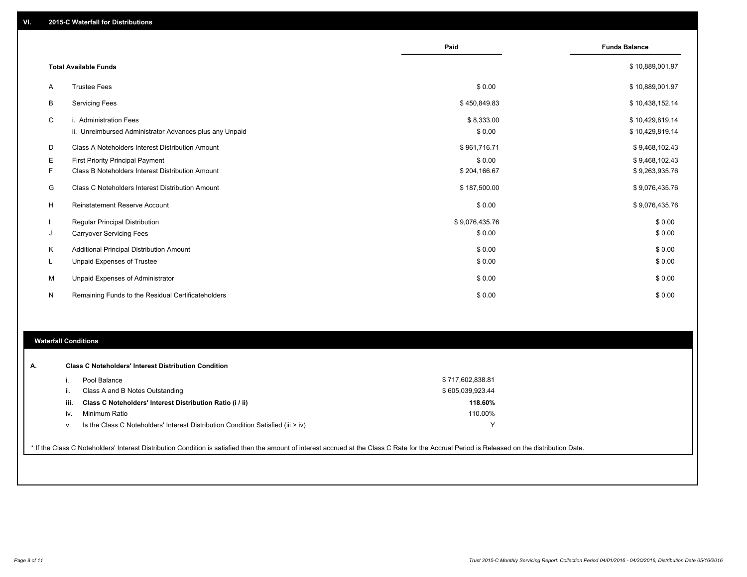## VI. 2015-C Waterfall for Distributions

| | | Paid | Funds Balance |
|---|---|---|---|
| | **Total Available Funds** | | $ 10,889,001.97 |
| A | Trustee Fees | $ 0.00 | $ 10,889,001.97 |
| B | Servicing Fees | $ 450,849.83 | $ 10,438,152.14 |
| C | i. Administration Fees | $ 8,333.00 | $ 10,429,819.14 |
| | ii. Unreimbursed Administrator Advances plus any Unpaid | $ 0.00 | $ 10,429,819.14 |
| D | Class A Noteholders Interest Distribution Amount | $ 961,716.71 | $ 9,468,102.43 |
| E | First Priority Principal Payment | $ 0.00 | $ 9,468,102.43 |
| F | Class B Noteholders Interest Distribution Amount | $ 204,166.67 | $ 9,263,935.76 |
| G | Class C Noteholders Interest Distribution Amount | $ 187,500.00 | $ 9,076,435.76 |
| H | Reinstatement Reserve Account | $ 0.00 | $ 9,076,435.76 |
| I | Regular Principal Distribution | $ 9,076,435.76 | $ 0.00 |
| J | Carryover Servicing Fees | $ 0.00 | $ 0.00 |
| K | Additional Principal Distribution Amount | $ 0.00 | $ 0.00 |
| L | Unpaid Expenses of Trustee | $ 0.00 | $ 0.00 |
| M | Unpaid Expenses of Administrator | $ 0.00 | $ 0.00 |
| N | Remaining Funds to the Residual Certificateholders | $ 0.00 | $ 0.00 |

## Waterfall Conditions

**A. Class C Noteholders' Interest Distribution Condition**

| | | |
|---|---|---|
| i. | Pool Balance | $ 717,602,838.81 |
| ii. | Class A and B Notes Outstanding | $ 605,039,923.44 |
| **iii.** | **Class C Noteholders' Interest Distribution Ratio (i / ii)** | **118.60%** |
| iv. | Minimum Ratio | 110.00% |
| v. | Is the Class C Noteholders' Interest Distribution Condition Satisfied (iii > iv) | Y |

* If the Class C Noteholders' Interest Distribution Condition is satisfied then the amount of interest accrued at the Class C Rate for the Accrual Period is Released on the distribution Date.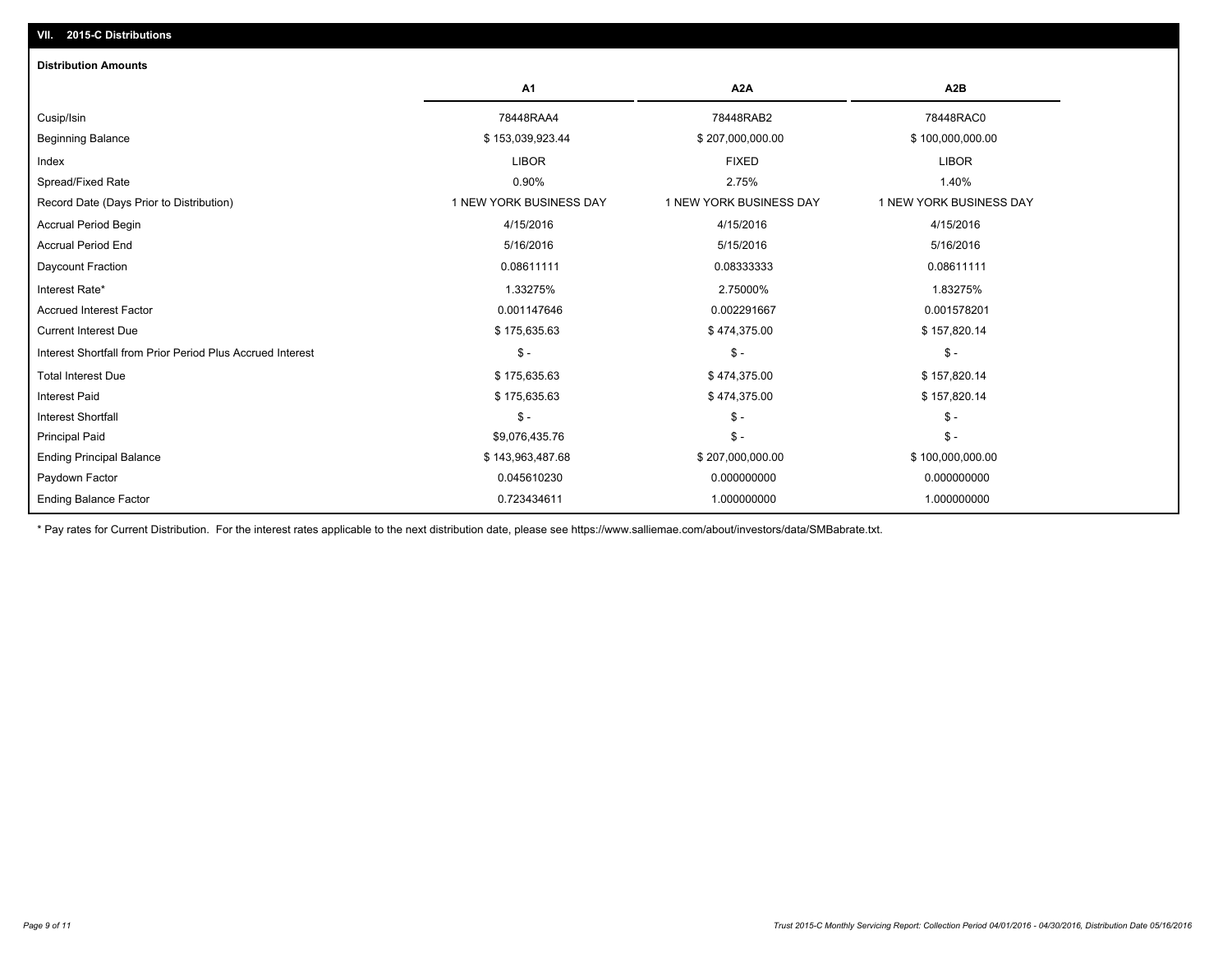## VII. 2015-C Distributions

### Distribution Amounts

| | A1 | A2A | A2B |
|---|---|---|---|
| Cusip/Isin | 78448RAA4 | 78448RAB2 | 78448RAC0 |
| Beginning Balance | $ 153,039,923.44 | $ 207,000,000.00 | $ 100,000,000.00 |
| Index | LIBOR | FIXED | LIBOR |
| Spread/Fixed Rate | 0.90% | 2.75% | 1.40% |
| Record Date (Days Prior to Distribution) | 1 NEW YORK BUSINESS DAY | 1 NEW YORK BUSINESS DAY | 1 NEW YORK BUSINESS DAY |
| Accrual Period Begin | 4/15/2016 | 4/15/2016 | 4/15/2016 |
| Accrual Period End | 5/16/2016 | 5/15/2016 | 5/16/2016 |
| Daycount Fraction | 0.08611111 | 0.08333333 | 0.08611111 |
| Interest Rate* | 1.33275% | 2.75000% | 1.83275% |
| Accrued Interest Factor | 0.001147646 | 0.002291667 | 0.001578201 |
| Current Interest Due | $ 175,635.63 | $ 474,375.00 | $ 157,820.14 |
| Interest Shortfall from Prior Period Plus Accrued Interest | $ - | $ - | $ - |
| Total Interest Due | $ 175,635.63 | $ 474,375.00 | $ 157,820.14 |
| Interest Paid | $ 175,635.63 | $ 474,375.00 | $ 157,820.14 |
| Interest Shortfall | $ - | $ - | $ - |
| Principal Paid | $9,076,435.76 | $ - | $ - |
| Ending Principal Balance | $ 143,963,487.68 | $ 207,000,000.00 | $ 100,000,000.00 |
| Paydown Factor | 0.045610230 | 0.000000000 | 0.000000000 |
| Ending Balance Factor | 0.723434611 | 1.000000000 | 1.000000000 |

* Pay rates for Current Distribution. For the interest rates applicable to the next distribution date, please see https://www.salliemae.com/about/investors/data/SMBabrate.txt.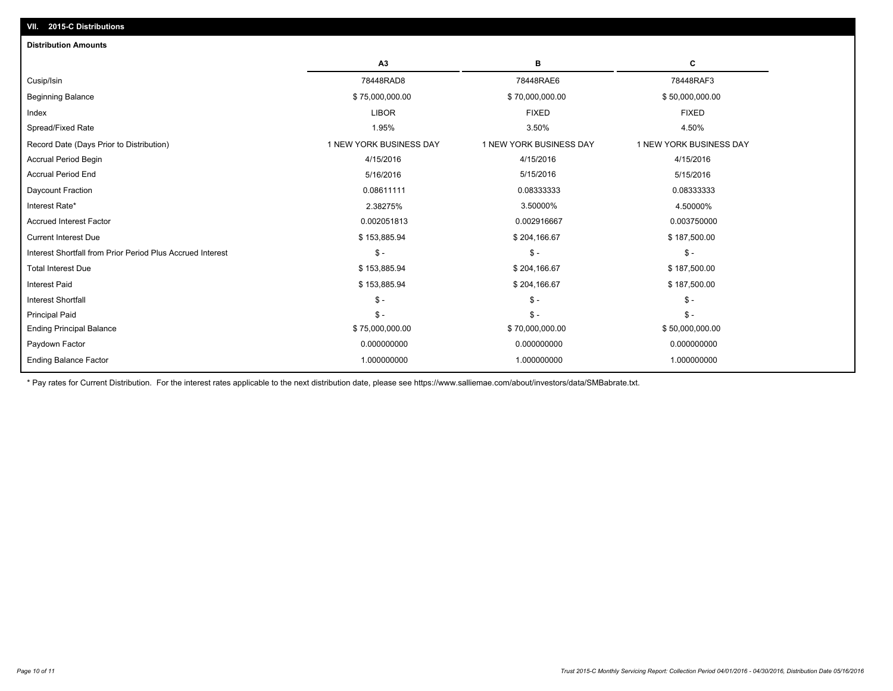## VII. 2015-C Distributions

### Distribution Amounts

| | A3 | B | C |
|---|---|---|---|
| Cusip/Isin | 78448RAD8 | 78448RAE6 | 78448RAF3 |
| Beginning Balance | $ 75,000,000.00 | $ 70,000,000.00 | $ 50,000,000.00 |
| Index | LIBOR | FIXED | FIXED |
| Spread/Fixed Rate | 1.95% | 3.50% | 4.50% |
| Record Date (Days Prior to Distribution) | 1 NEW YORK BUSINESS DAY | 1 NEW YORK BUSINESS DAY | 1 NEW YORK BUSINESS DAY |
| Accrual Period Begin | 4/15/2016 | 4/15/2016 | 4/15/2016 |
| Accrual Period End | 5/16/2016 | 5/15/2016 | 5/15/2016 |
| Daycount Fraction | 0.08611111 | 0.08333333 | 0.08333333 |
| Interest Rate* | 2.38275% | 3.50000% | 4.50000% |
| Accrued Interest Factor | 0.002051813 | 0.002916667 | 0.003750000 |
| Current Interest Due | $ 153,885.94 | $ 204,166.67 | $ 187,500.00 |
| Interest Shortfall from Prior Period Plus Accrued Interest | $ - | $ - | $ - |
| Total Interest Due | $ 153,885.94 | $ 204,166.67 | $ 187,500.00 |
| Interest Paid | $ 153,885.94 | $ 204,166.67 | $ 187,500.00 |
| Interest Shortfall | $ - | $ - | $ - |
| Principal Paid | $ - | $ - | $ - |
| Ending Principal Balance | $ 75,000,000.00 | $ 70,000,000.00 | $ 50,000,000.00 |
| Paydown Factor | 0.000000000 | 0.000000000 | 0.000000000 |
| Ending Balance Factor | 1.000000000 | 1.000000000 | 1.000000000 |

* Pay rates for Current Distribution. For the interest rates applicable to the next distribution date, please see https://www.salliemae.com/about/investors/data/SMBabrate.txt.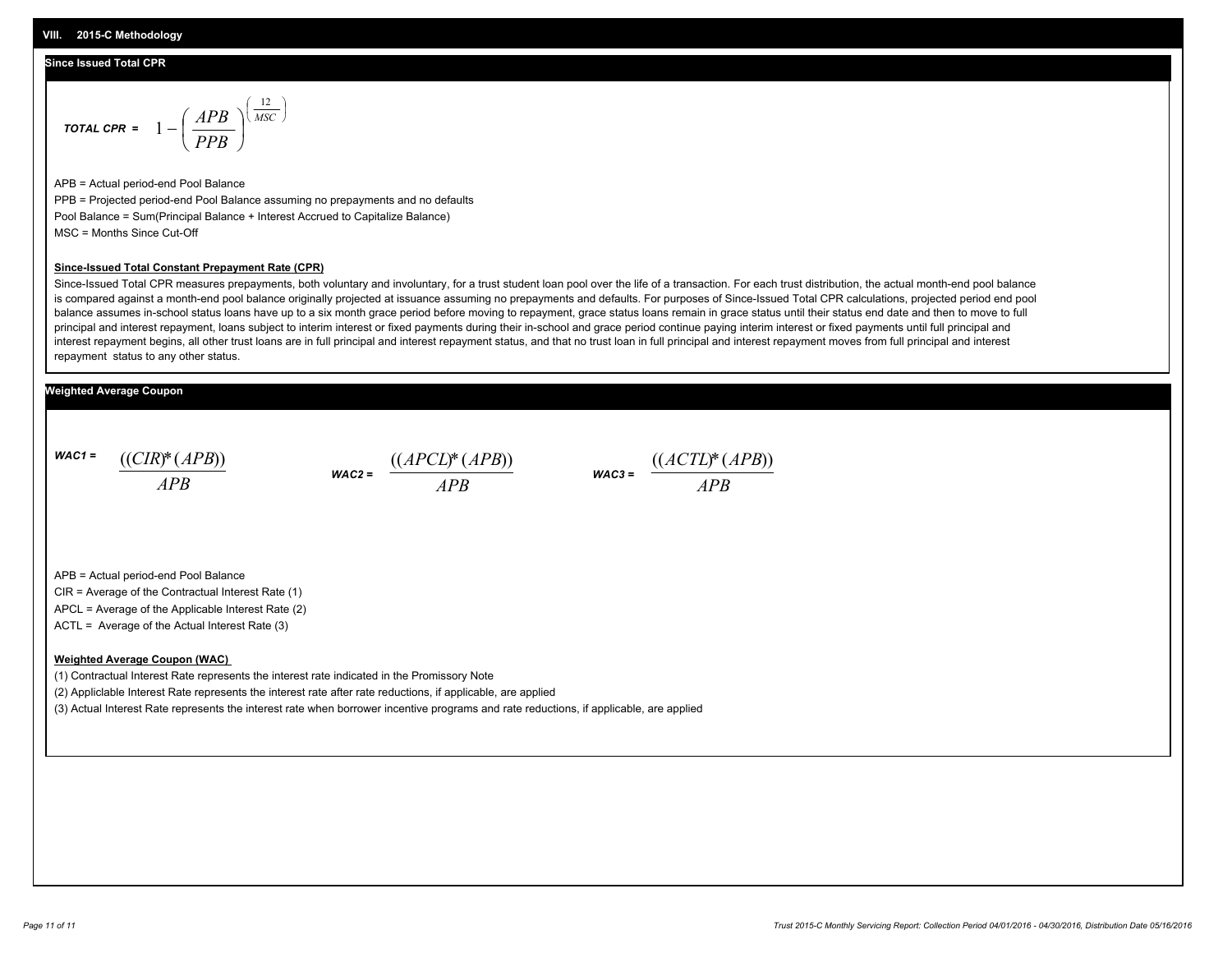## VIII. 2015-C Methodology

### Since Issued Total CPR

$$\textbf{TOTAL CPR} = 1 - \left(\frac{APB}{PPB}\right)^{\left(\frac{12}{MSC}\right)}$$

APB = Actual period-end Pool Balance

PPB = Projected period-end Pool Balance assuming no prepayments and no defaults

Pool Balance = Sum(Principal Balance + Interest Accrued to Capitalize Balance)

MSC = Months Since Cut-Off

**Since-Issued Total Constant Prepayment Rate (CPR)**

Since-Issued Total CPR measures prepayments, both voluntary and involuntary, for a trust student loan pool over the life of a transaction. For each trust distribution, the actual month-end pool balance is compared against a month-end pool balance originally projected at issuance assuming no prepayments and defaults. For purposes of Since-Issued Total CPR calculations, projected period end pool balance assumes in-school status loans have up to a six month grace period before moving to repayment, grace status loans remain in grace status until their status end date and then to move to full principal and interest repayment, loans subject to interim interest or fixed payments during their in-school and grace period continue paying interim interest or fixed payments until full principal and interest repayment begins, all other trust loans are in full principal and interest repayment status, and that no trust loan in full principal and interest repayment moves from full principal and interest repayment status to any other status.

### Weighted Average Coupon

$$\textbf{WAC1} = \frac{((CIR)*(APB))}{APB} \qquad \textbf{WAC2} = \frac{((APCL)*(APB))}{APB} \qquad \textbf{WAC3} = \frac{((ACTL)*(APB))}{APB}$$

APB = Actual period-end Pool Balance

CIR = Average of the Contractual Interest Rate (1)

APCL = Average of the Applicable Interest Rate (2)

ACTL = Average of the Actual Interest Rate (3)

**Weighted Average Coupon (WAC)**

(1) Contractual Interest Rate represents the interest rate indicated in the Promissory Note

(2) Appliclable Interest Rate represents the interest rate after rate reductions, if applicable, are applied

(3) Actual Interest Rate represents the interest rate when borrower incentive programs and rate reductions, if applicable, are applied